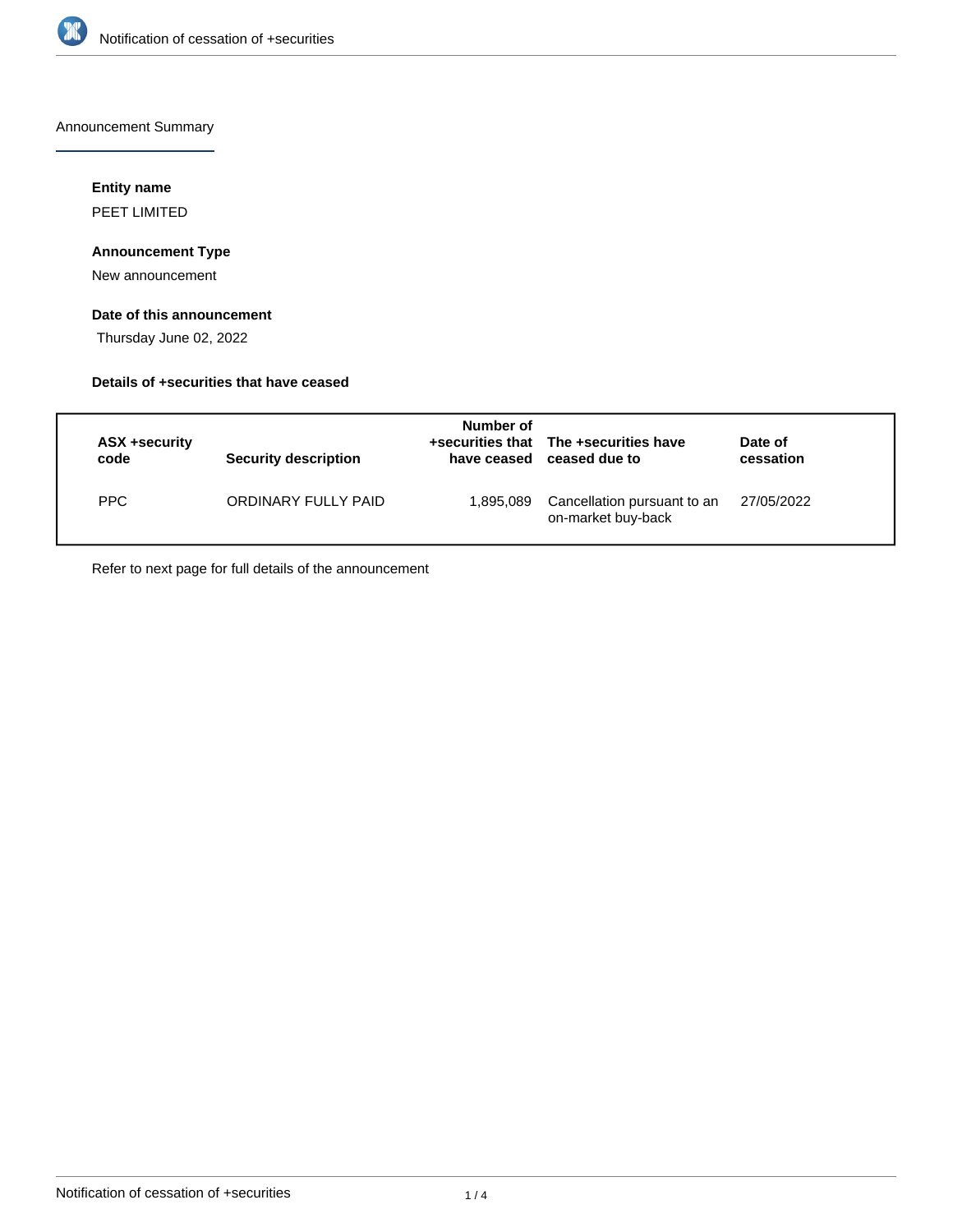# Notification of cessation of +securities

## Announcement Summary

### Entity name

PEET LIMITED

### Announcement Type

New announcement

### Date of this announcement

Thursday June 02, 2022

### Details of +securities that have ceased

| ASX +security code | Security description | Number of +securities that have ceased | The +securities have ceased due to | Date of cessation |
|---|---|---|---|---|
| PPC | ORDINARY FULLY PAID | 1,895,089 | Cancellation pursuant to an on-market buy-back | 27/05/2022 |

Refer to next page for full details of the announcement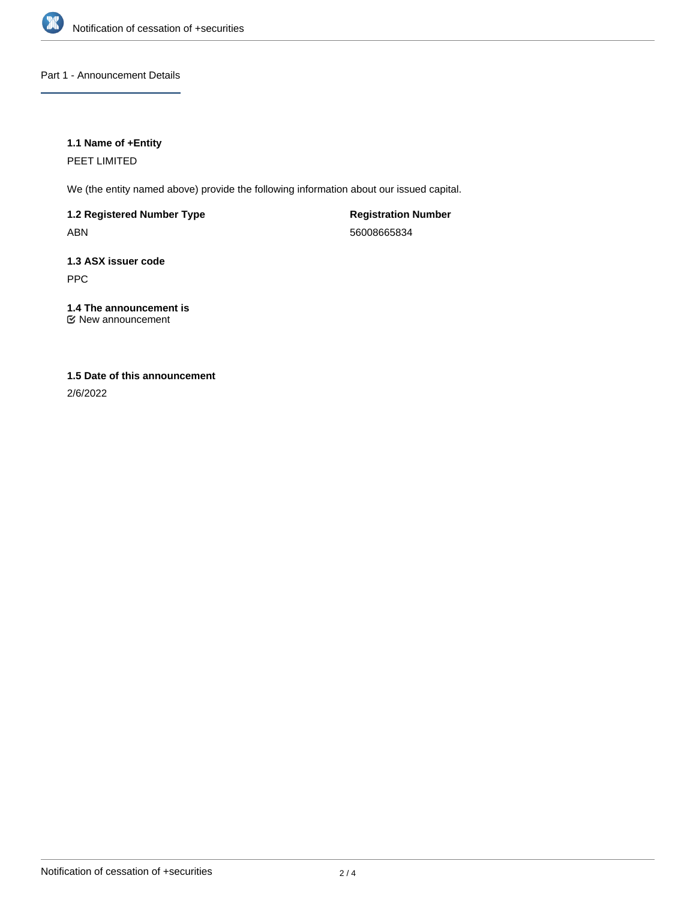## Part 1 - Announcement Details

### 1.1 Name of +Entity

PEET LIMITED

We (the entity named above) provide the following information about our issued capital.

**1.2 Registered Number Type**

ABN

**Registration Number**

56008665834

### 1.3 ASX issuer code

PPC

### 1.4 The announcement is

☑ New announcement

### 1.5 Date of this announcement

2/6/2022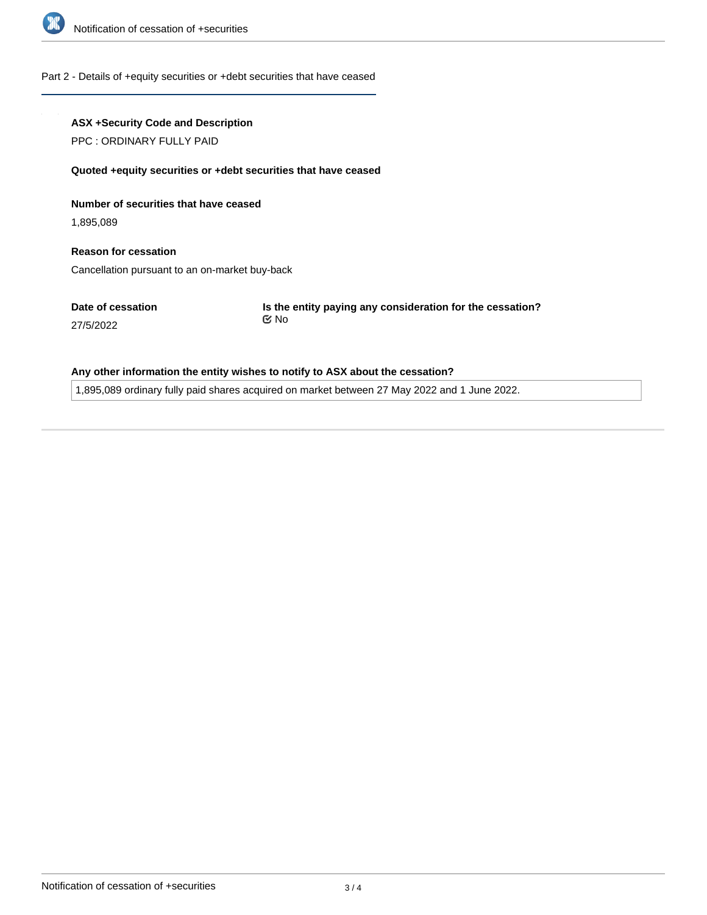## Part 2 - Details of +equity securities or +debt securities that have ceased

**ASX +Security Code and Description**

PPC : ORDINARY FULLY PAID

**Quoted +equity securities or +debt securities that have ceased**

**Number of securities that have ceased**

1,895,089

**Reason for cessation**

Cancellation pursuant to an on-market buy-back

**Date of cessation**

27/5/2022

**Is the entity paying any consideration for the cessation?**

☑ No

**Any other information the entity wishes to notify to ASX about the cessation?**

1,895,089 ordinary fully paid shares acquired on market between 27 May 2022 and 1 June 2022.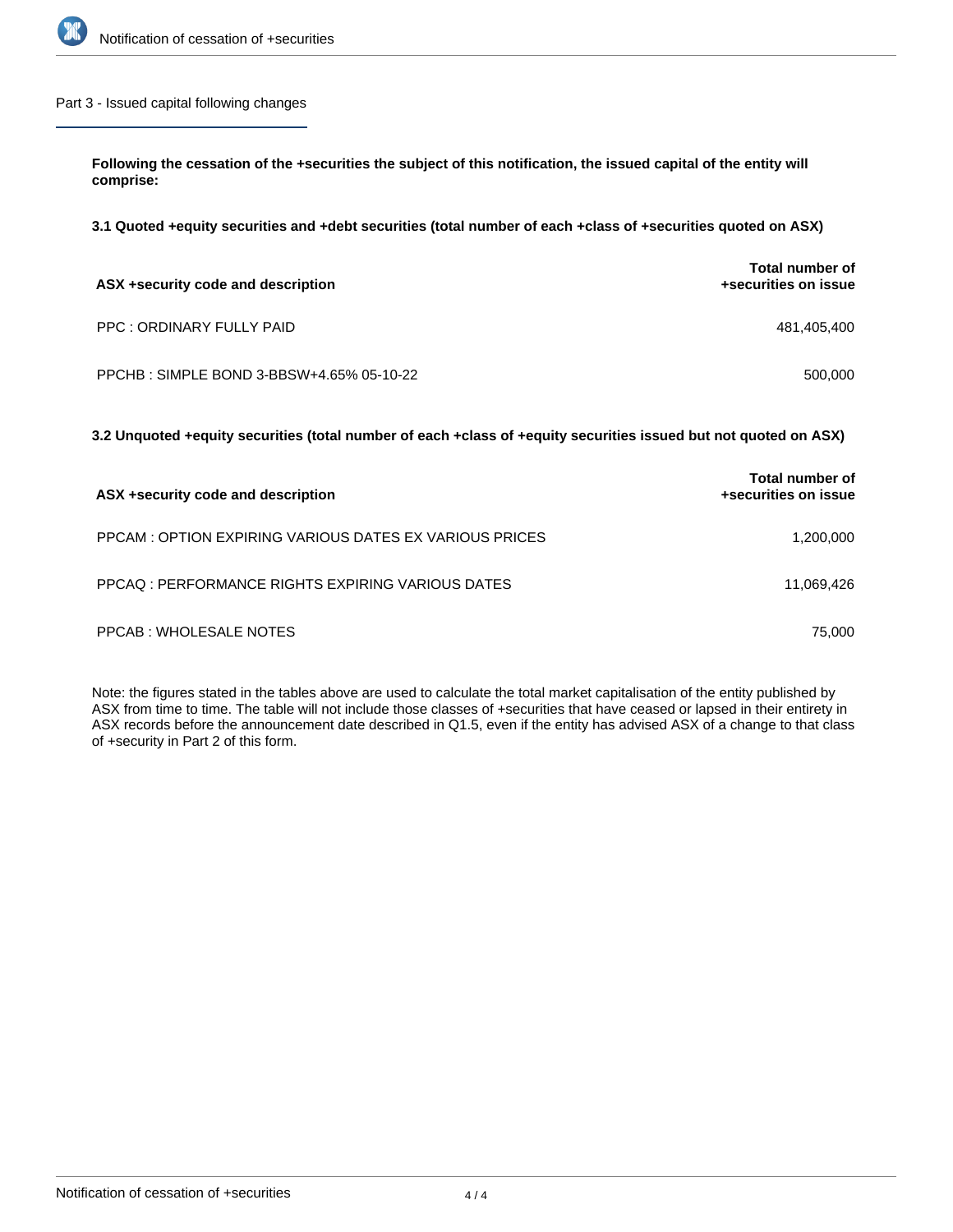## Part 3 - Issued capital following changes

**Following the cessation of the +securities the subject of this notification, the issued capital of the entity will comprise:**

**3.1 Quoted +equity securities and +debt securities (total number of each +class of +securities quoted on ASX)**

| ASX +security code and description | Total number of +securities on issue |
| --- | --- |
| PPC : ORDINARY FULLY PAID | 481,405,400 |
| PPCHB : SIMPLE BOND 3-BBSW+4.65% 05-10-22 | 500,000 |

**3.2 Unquoted +equity securities (total number of each +class of +equity securities issued but not quoted on ASX)**

| ASX +security code and description | Total number of +securities on issue |
| --- | --- |
| PPCAM : OPTION EXPIRING VARIOUS DATES EX VARIOUS PRICES | 1,200,000 |
| PPCAQ : PERFORMANCE RIGHTS EXPIRING VARIOUS DATES | 11,069,426 |
| PPCAB : WHOLESALE NOTES | 75,000 |

Note: the figures stated in the tables above are used to calculate the total market capitalisation of the entity published by ASX from time to time. The table will not include those classes of +securities that have ceased or lapsed in their entirety in ASX records before the announcement date described in Q1.5, even if the entity has advised ASX of a change to that class of +security in Part 2 of this form.